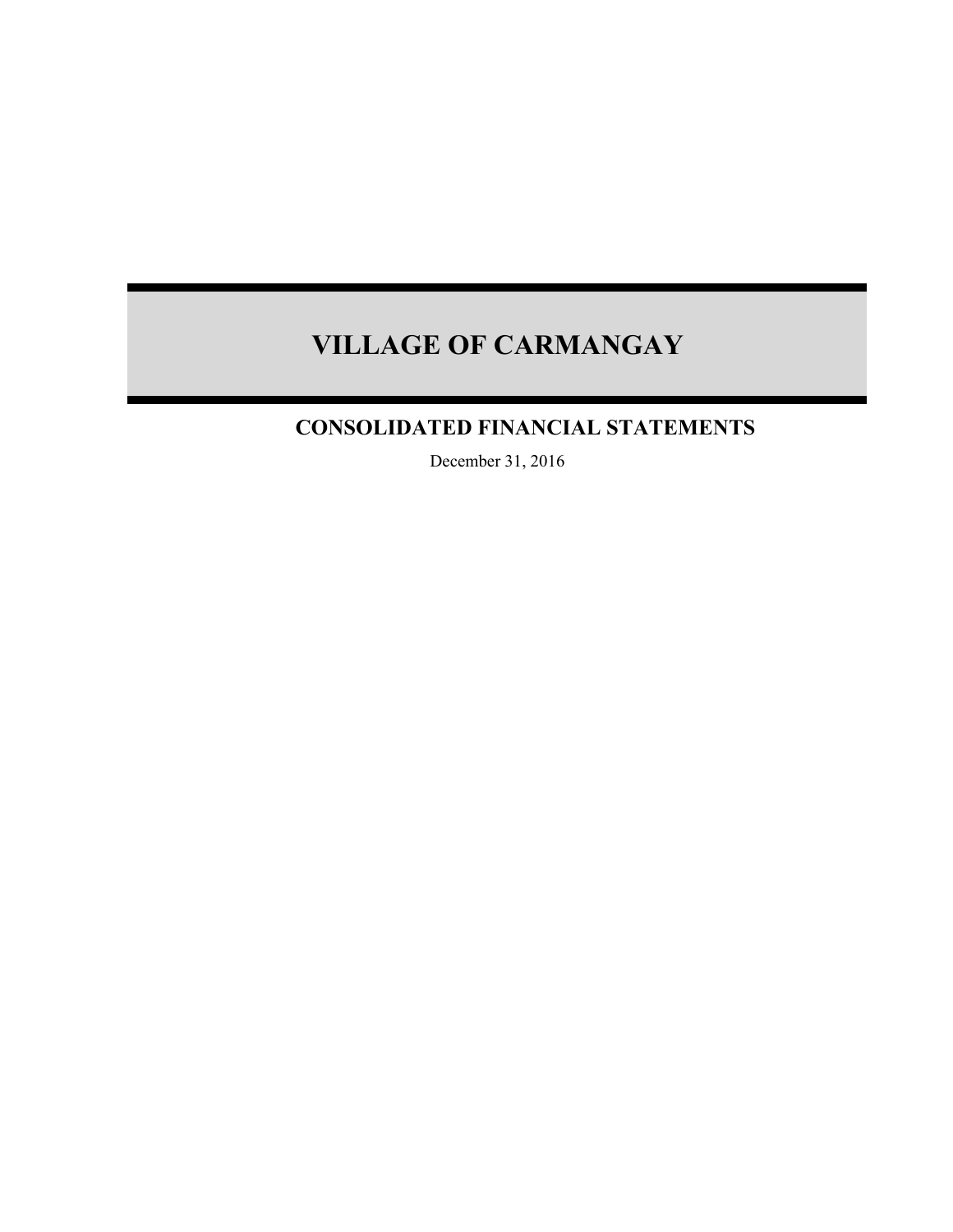# VILLAGE OF CARMANGAY

## CONSOLIDATED FINANCIAL STATEMENTS

December 31, 2016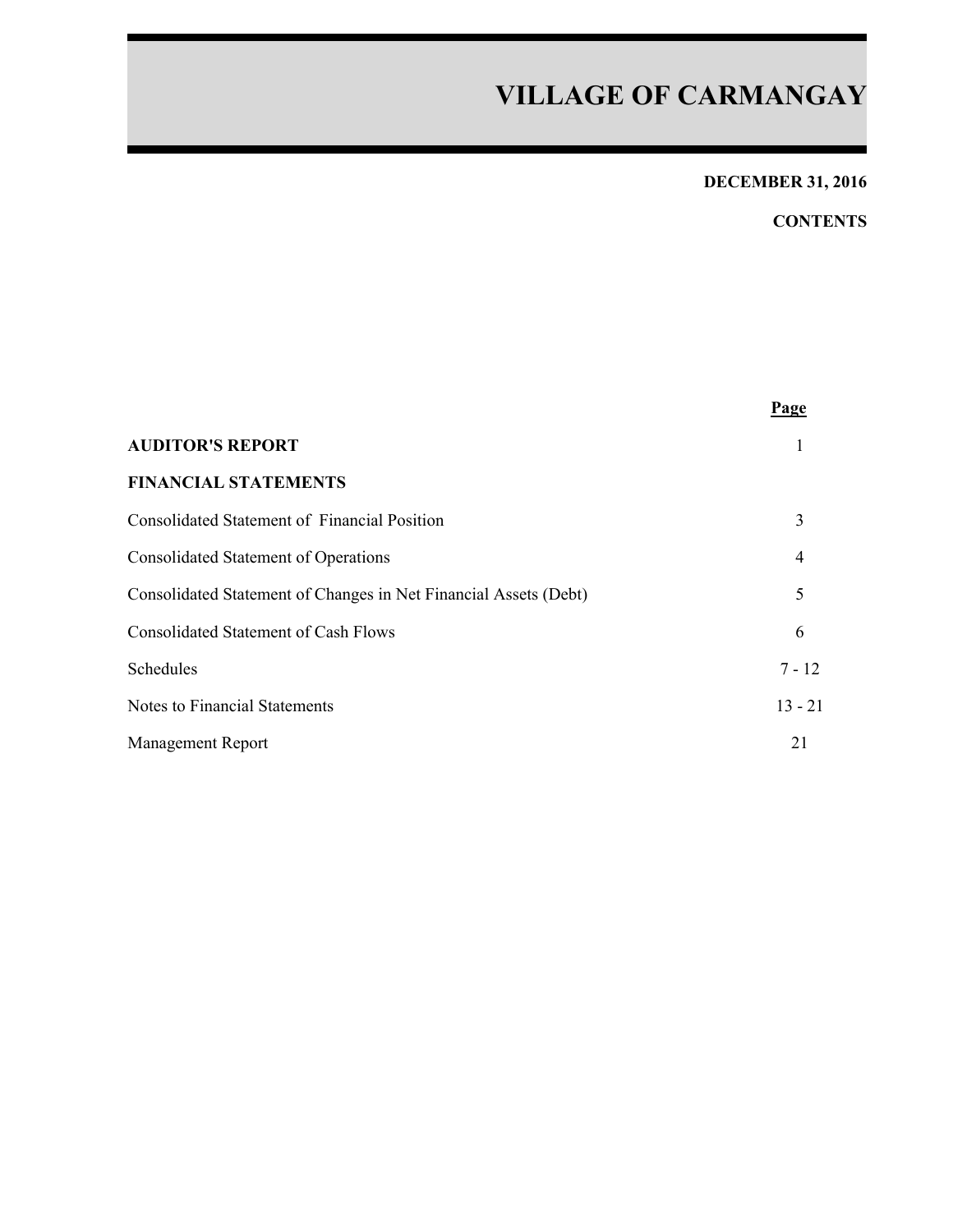# VILLAGE OF CARMANGAY

**DECEMBER 31, 2016**

**CONTENTS**

| | Page |
|---|---|
| **AUDITOR'S REPORT** | 1 |
| **FINANCIAL STATEMENTS** | |
| Consolidated Statement of Financial Position | 3 |
| Consolidated Statement of Operations | 4 |
| Consolidated Statement of Changes in Net Financial Assets (Debt) | 5 |
| Consolidated Statement of Cash Flows | 6 |
| Schedules | 7 - 12 |
| Notes to Financial Statements | 13 - 21 |
| Management Report | 21 |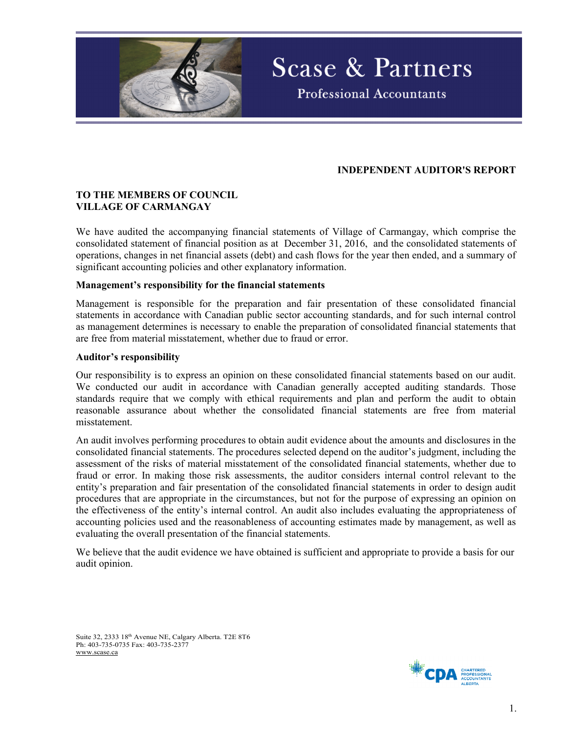Scase & Partners

Professional Accountants

**INDEPENDENT AUDITOR'S REPORT**

**TO THE MEMBERS OF COUNCIL**
**VILLAGE OF CARMANGAY**

We have audited the accompanying financial statements of Village of Carmangay, which comprise the consolidated statement of financial position as at December 31, 2016, and the consolidated statements of operations, changes in net financial assets (debt) and cash flows for the year then ended, and a summary of significant accounting policies and other explanatory information.

**Management's responsibility for the financial statements**

Management is responsible for the preparation and fair presentation of these consolidated financial statements in accordance with Canadian public sector accounting standards, and for such internal control as management determines is necessary to enable the preparation of consolidated financial statements that are free from material misstatement, whether due to fraud or error.

**Auditor's responsibility**

Our responsibility is to express an opinion on these consolidated financial statements based on our audit. We conducted our audit in accordance with Canadian generally accepted auditing standards. Those standards require that we comply with ethical requirements and plan and perform the audit to obtain reasonable assurance about whether the consolidated financial statements are free from material misstatement.

An audit involves performing procedures to obtain audit evidence about the amounts and disclosures in the consolidated financial statements. The procedures selected depend on the auditor's judgment, including the assessment of the risks of material misstatement of the consolidated financial statements, whether due to fraud or error. In making those risk assessments, the auditor considers internal control relevant to the entity's preparation and fair presentation of the consolidated financial statements in order to design audit procedures that are appropriate in the circumstances, but not for the purpose of expressing an opinion on the effectiveness of the entity's internal control. An audit also includes evaluating the appropriateness of accounting policies used and the reasonableness of accounting estimates made by management, as well as evaluating the overall presentation of the financial statements.

We believe that the audit evidence we have obtained is sufficient and appropriate to provide a basis for our audit opinion.

Suite 32, 2333 18th Avenue NE, Calgary Alberta. T2E 8T6
Ph: 403-735-0735 Fax: 403-735-2377
www.scase.ca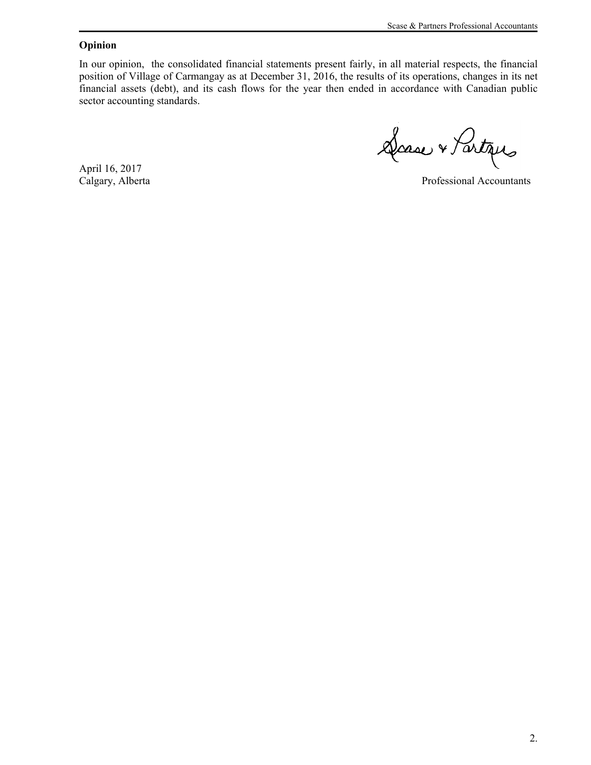## Opinion

In our opinion, the consolidated financial statements present fairly, in all material respects, the financial position of Village of Carmangay as at December 31, 2016, the results of its operations, changes in its net financial assets (debt), and its cash flows for the year then ended in accordance with Canadian public sector accounting standards.

Scase & Partners

April 16, 2017
Calgary, Alberta

Professional Accountants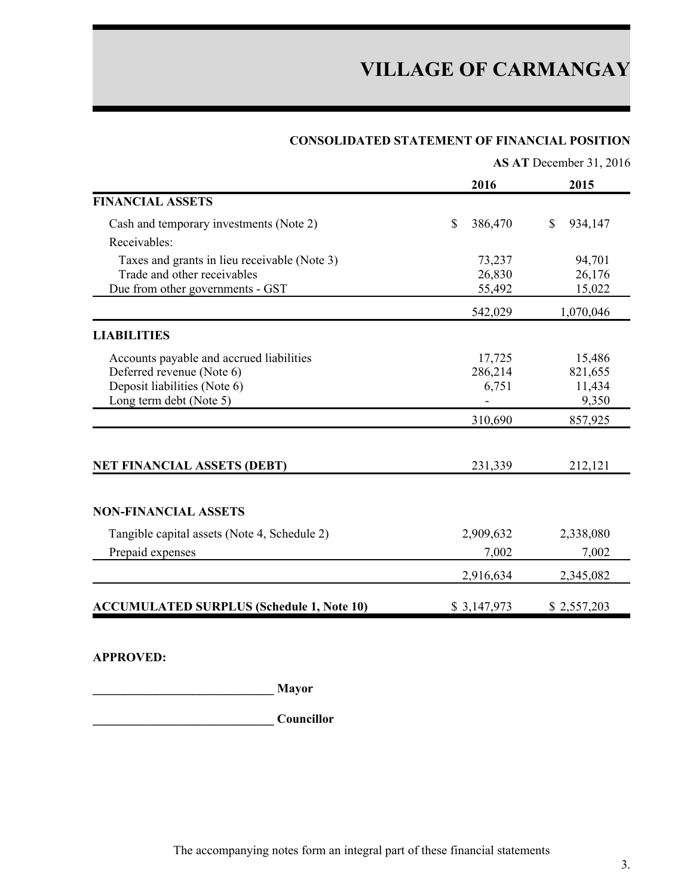# VILLAGE OF CARMANGAY

## CONSOLIDATED STATEMENT OF FINANCIAL POSITION

**AS AT** December 31, 2016

| | 2016 | 2015 |
|---|---|---|
| **FINANCIAL ASSETS** | | |
| Cash and temporary investments (Note 2) | $ 386,470 | $ 934,147 |
| Receivables: | | |
| Taxes and grants in lieu receivable (Note 3) | 73,237 | 94,701 |
| Trade and other receivables | 26,830 | 26,176 |
| Due from other governments - GST | 55,492 | 15,022 |
| | 542,029 | 1,070,046 |
| **LIABILITIES** | | |
| Accounts payable and accrued liabilities | 17,725 | 15,486 |
| Deferred revenue (Note 6) | 286,214 | 821,655 |
| Deposit liabilities (Note 6) | 6,751 | 11,434 |
| Long term debt (Note 5) | - | 9,350 |
| | 310,690 | 857,925 |
| **NET FINANCIAL ASSETS (DEBT)** | 231,339 | 212,121 |
| **NON-FINANCIAL ASSETS** | | |
| Tangible capital assets (Note 4, Schedule 2) | 2,909,632 | 2,338,080 |
| Prepaid expenses | 7,002 | 7,002 |
| | 2,916,634 | 2,345,082 |
| **ACCUMULATED SURPLUS (Schedule 1, Note 10)** | $ 3,147,973 | $ 2,557,203 |

**APPROVED:**

_____________________________ **Mayor**

_____________________________ **Councillor**

The accompanying notes form an integral part of these financial statements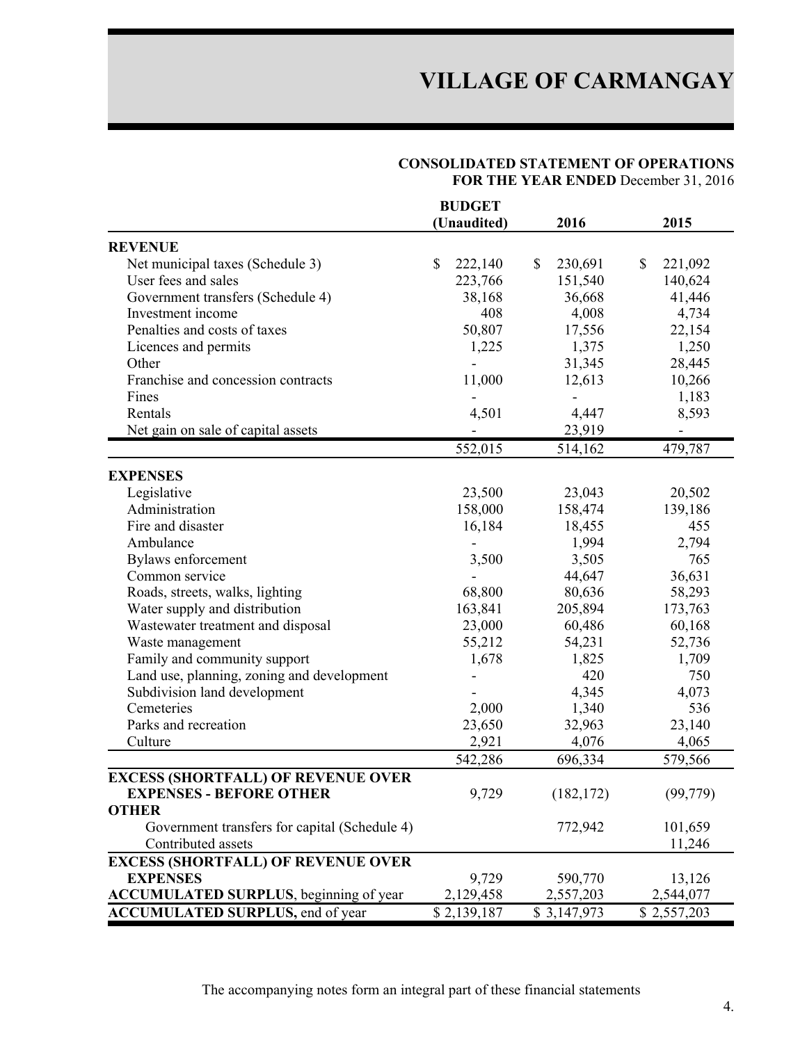# VILLAGE OF CARMANGAY

## CONSOLIDATED STATEMENT OF OPERATIONS
**FOR THE YEAR ENDED** December 31, 2016

| | BUDGET (Unaudited) | 2016 | 2015 |
|---|---|---|---|
| **REVENUE** | | | |
| Net municipal taxes (Schedule 3) | $ 222,140 | $ 230,691 | $ 221,092 |
| User fees and sales | 223,766 | 151,540 | 140,624 |
| Government transfers (Schedule 4) | 38,168 | 36,668 | 41,446 |
| Investment income | 408 | 4,008 | 4,734 |
| Penalties and costs of taxes | 50,807 | 17,556 | 22,154 |
| Licences and permits | 1,225 | 1,375 | 1,250 |
| Other | - | 31,345 | 28,445 |
| Franchise and concession contracts | 11,000 | 12,613 | 10,266 |
| Fines | - | - | 1,183 |
| Rentals | 4,501 | 4,447 | 8,593 |
| Net gain on sale of capital assets | - | 23,919 | - |
| | 552,015 | 514,162 | 479,787 |
| **EXPENSES** | | | |
| Legislative | 23,500 | 23,043 | 20,502 |
| Administration | 158,000 | 158,474 | 139,186 |
| Fire and disaster | 16,184 | 18,455 | 455 |
| Ambulance | - | 1,994 | 2,794 |
| Bylaws enforcement | 3,500 | 3,505 | 765 |
| Common service | - | 44,647 | 36,631 |
| Roads, streets, walks, lighting | 68,800 | 80,636 | 58,293 |
| Water supply and distribution | 163,841 | 205,894 | 173,763 |
| Wastewater treatment and disposal | 23,000 | 60,486 | 60,168 |
| Waste management | 55,212 | 54,231 | 52,736 |
| Family and community support | 1,678 | 1,825 | 1,709 |
| Land use, planning, zoning and development | - | 420 | 750 |
| Subdivision land development | - | 4,345 | 4,073 |
| Cemeteries | 2,000 | 1,340 | 536 |
| Parks and recreation | 23,650 | 32,963 | 23,140 |
| Culture | 2,921 | 4,076 | 4,065 |
| | 542,286 | 696,334 | 579,566 |
| **EXCESS (SHORTFALL) OF REVENUE OVER EXPENSES - BEFORE OTHER** | 9,729 | (182,172) | (99,779) |
| **OTHER** | | | |
| Government transfers for capital (Schedule 4) | | 772,942 | 101,659 |
| Contributed assets | | | 11,246 |
| **EXCESS (SHORTFALL) OF REVENUE OVER EXPENSES** | 9,729 | 590,770 | 13,126 |
| **ACCUMULATED SURPLUS**, beginning of year | 2,129,458 | 2,557,203 | 2,544,077 |
| **ACCUMULATED SURPLUS,** end of year | $ 2,139,187 | $ 3,147,973 | $ 2,557,203 |

The accompanying notes form an integral part of these financial statements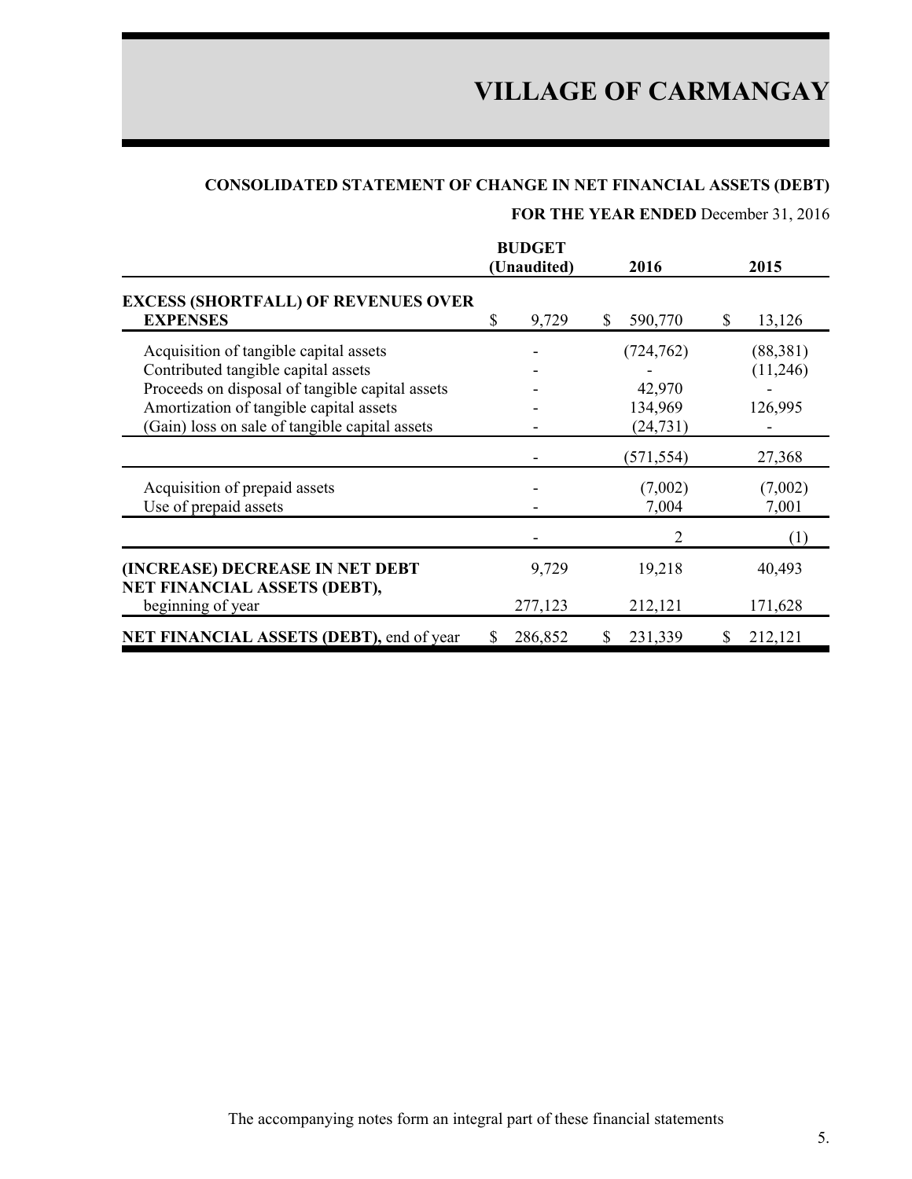# VILLAGE OF CARMANGAY

## CONSOLIDATED STATEMENT OF CHANGE IN NET FINANCIAL ASSETS (DEBT)

**FOR THE YEAR ENDED** December 31, 2016

| | BUDGET (Unaudited) | 2016 | 2015 |
|---|---|---|---|
| **EXCESS (SHORTFALL) OF REVENUES OVER EXPENSES** | $ 9,729 | $ 590,770 | $ 13,126 |
| Acquisition of tangible capital assets | - | (724,762) | (88,381) |
| Contributed tangible capital assets | - | - | (11,246) |
| Proceeds on disposal of tangible capital assets | - | 42,970 | - |
| Amortization of tangible capital assets | - | 134,969 | 126,995 |
| (Gain) loss on sale of tangible capital assets | - | (24,731) | - |
| | - | (571,554) | 27,368 |
| Acquisition of prepaid assets | - | (7,002) | (7,002) |
| Use of prepaid assets | - | 7,004 | 7,001 |
| | - | 2 | (1) |
| **(INCREASE) DECREASE IN NET DEBT** | 9,729 | 19,218 | 40,493 |
| **NET FINANCIAL ASSETS (DEBT),** beginning of year | 277,123 | 212,121 | 171,628 |
| **NET FINANCIAL ASSETS (DEBT),** end of year | $ 286,852 | $ 231,339 | $ 212,121 |

The accompanying notes form an integral part of these financial statements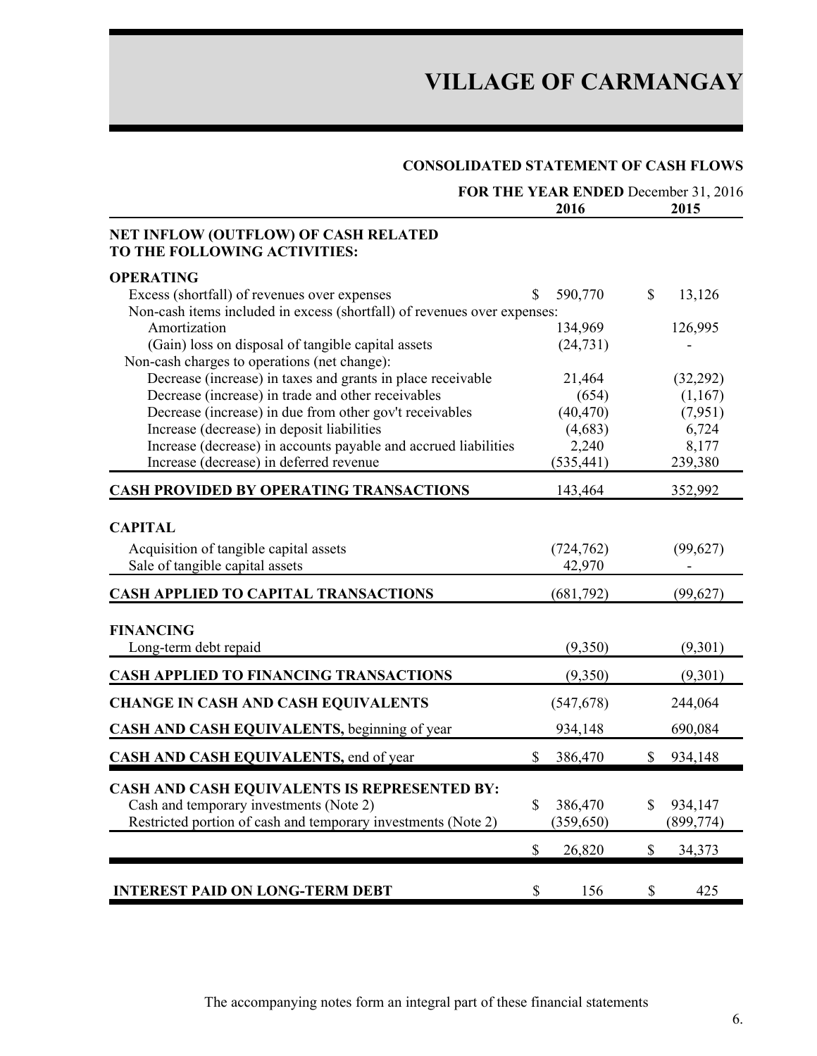# VILLAGE OF CARMANGAY

## CONSOLIDATED STATEMENT OF CASH FLOWS

**FOR THE YEAR ENDED** December 31, 2016

| | 2016 | 2015 |
|---|---|---|
| **NET INFLOW (OUTFLOW) OF CASH RELATED TO THE FOLLOWING ACTIVITIES:** | | |
| **OPERATING** | | |
| Excess (shortfall) of revenues over expenses | $ 590,770 | $ 13,126 |
| Non-cash items included in excess (shortfall) of revenues over expenses: | | |
| Amortization | 134,969 | 126,995 |
| (Gain) loss on disposal of tangible capital assets | (24,731) | - |
| Non-cash charges to operations (net change): | | |
| Decrease (increase) in taxes and grants in place receivable | 21,464 | (32,292) |
| Decrease (increase) in trade and other receivables | (654) | (1,167) |
| Decrease (increase) in due from other gov't receivables | (40,470) | (7,951) |
| Increase (decrease) in deposit liabilities | (4,683) | 6,724 |
| Increase (decrease) in accounts payable and accrued liabilities | 2,240 | 8,177 |
| Increase (decrease) in deferred revenue | (535,441) | 239,380 |
| **CASH PROVIDED BY OPERATING TRANSACTIONS** | 143,464 | 352,992 |
| **CAPITAL** | | |
| Acquisition of tangible capital assets | (724,762) | (99,627) |
| Sale of tangible capital assets | 42,970 | - |
| **CASH APPLIED TO CAPITAL TRANSACTIONS** | (681,792) | (99,627) |
| **FINANCING** | | |
| Long-term debt repaid | (9,350) | (9,301) |
| **CASH APPLIED TO FINANCING TRANSACTIONS** | (9,350) | (9,301) |
| **CHANGE IN CASH AND CASH EQUIVALENTS** | (547,678) | 244,064 |
| **CASH AND CASH EQUIVALENTS,** beginning of year | 934,148 | 690,084 |
| **CASH AND CASH EQUIVALENTS,** end of year | $ 386,470 | $ 934,148 |
| **CASH AND CASH EQUIVALENTS IS REPRESENTED BY:** | | |
| Cash and temporary investments (Note 2) | $ 386,470 | $ 934,147 |
| Restricted portion of cash and temporary investments (Note 2) | (359,650) | (899,774) |
| | $ 26,820 | $ 34,373 |
| **INTEREST PAID ON LONG-TERM DEBT** | $ 156 | $ 425 |

The accompanying notes form an integral part of these financial statements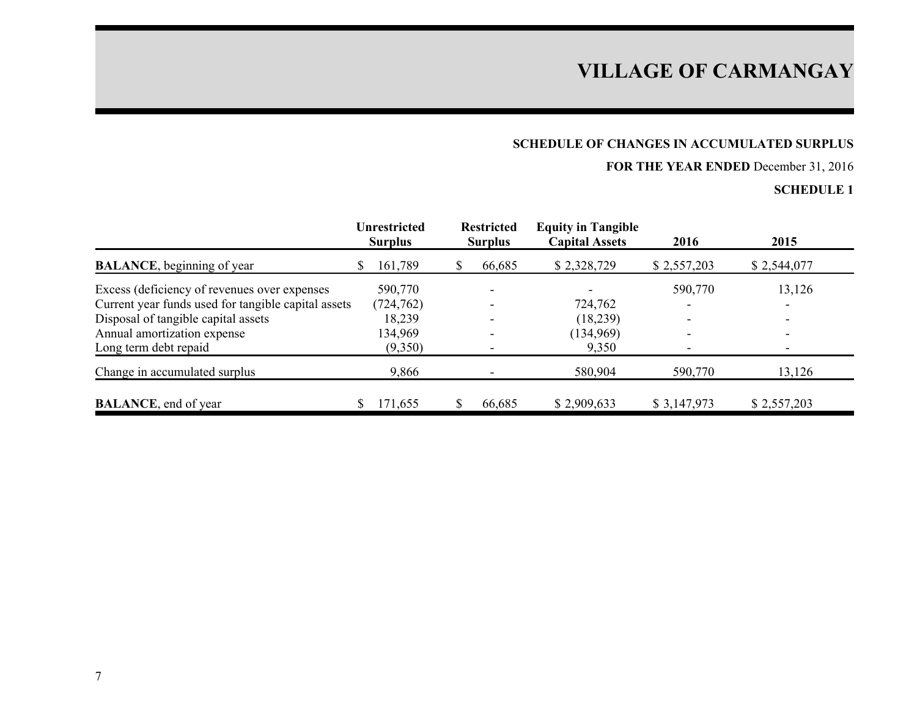# VILLAGE OF CARMANGAY

**SCHEDULE OF CHANGES IN ACCUMULATED SURPLUS**

**FOR THE YEAR ENDED** December 31, 2016

**SCHEDULE 1**

| | Unrestricted Surplus | Restricted Surplus | Equity in Tangible Capital Assets | 2016 | 2015 |
|---|---|---|---|---|---|
| **BALANCE**, beginning of year | $ 161,789 | $ 66,685 | $ 2,328,729 | $ 2,557,203 | $ 2,544,077 |
| Excess (deficiency of revenues over expenses | 590,770 | - | - | 590,770 | 13,126 |
| Current year funds used for tangible capital assets | (724,762) | - | 724,762 | - | - |
| Disposal of tangible capital assets | 18,239 | - | (18,239) | - | - |
| Annual amortization expense | 134,969 | - | (134,969) | - | - |
| Long term debt repaid | (9,350) | - | 9,350 | - | - |
| Change in accumulated surplus | 9,866 | - | 580,904 | 590,770 | 13,126 |
| **BALANCE**, end of year | $ 171,655 | $ 66,685 | $ 2,909,633 | $ 3,147,973 | $ 2,557,203 |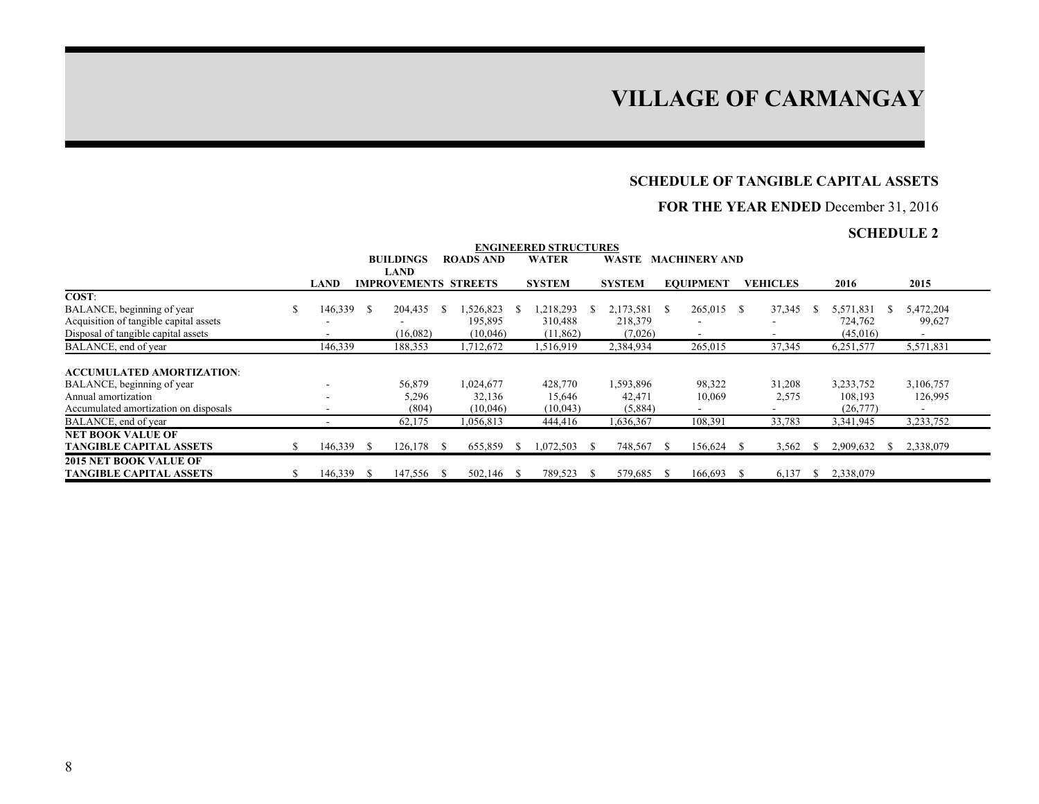# VILLAGE OF CARMANGAY

## SCHEDULE OF TANGIBLE CAPITAL ASSETS

**FOR THE YEAR ENDED** December 31, 2016

**SCHEDULE 2**

| | | | ENGINEERED STRUCTURES | | | | | | |
|---|---|---|---|---|---|---|---|---|---|
| | LAND | BUILDINGS LAND IMPROVEMENTS | ROADS AND STREETS | WATER SYSTEM | WASTE SYSTEM | MACHINERY AND EQUIPMENT | VEHICLES | 2016 | 2015 |
| **COST**: | | | | | | | | | |
| BALANCE, beginning of year | $ 146,339 | $ 204,435 | $ 1,526,823 | $ 1,218,293 | $ 2,173,581 | $ 265,015 | $ 37,345 | $ 5,571,831 | $ 5,472,204 |
| Acquisition of tangible capital assets | - | - | 195,895 | 310,488 | 218,379 | - | - | 724,762 | 99,627 |
| Disposal of tangible capital assets | - | (16,082) | (10,046) | (11,862) | (7,026) | - | - | (45,016) | - |
| BALANCE, end of year | 146,339 | 188,353 | 1,712,672 | 1,516,919 | 2,384,934 | 265,015 | 37,345 | 6,251,577 | 5,571,831 |
| **ACCUMULATED AMORTIZATION**: | | | | | | | | | |
| BALANCE, beginning of year | - | 56,879 | 1,024,677 | 428,770 | 1,593,896 | 98,322 | 31,208 | 3,233,752 | 3,106,757 |
| Annual amortization | - | 5,296 | 32,136 | 15,646 | 42,471 | 10,069 | 2,575 | 108,193 | 126,995 |
| Accumulated amortization on disposals | - | (804) | (10,046) | (10,043) | (5,884) | - | - | (26,777) | - |
| BALANCE, end of year | - | 62,175 | 1,056,813 | 444,416 | 1,636,367 | 108,391 | 33,783 | 3,341,945 | 3,233,752 |
| **NET BOOK VALUE OF TANGIBLE CAPITAL ASSETS** | $ 146,339 | $ 126,178 | $ 655,859 | $ 1,072,503 | $ 748,567 | $ 156,624 | $ 3,562 | $ 2,909,632 | $ 2,338,079 |
| **2015 NET BOOK VALUE OF TANGIBLE CAPITAL ASSETS** | $ 146,339 | $ 147,556 | $ 502,146 | $ 789,523 | $ 579,685 | $ 166,693 | $ 6,137 | $ 2,338,079 | |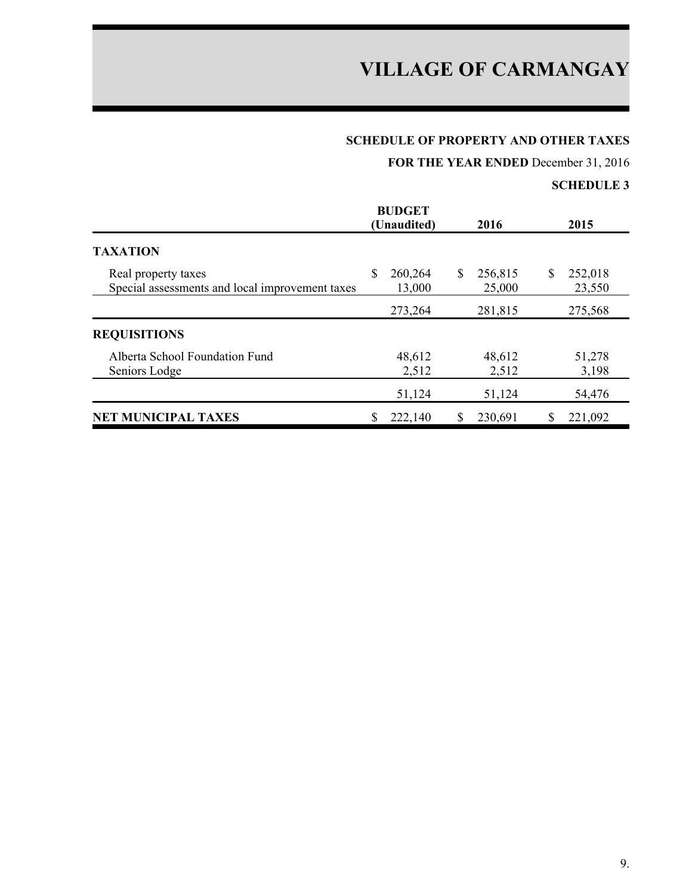# VILLAGE OF CARMANGAY

## SCHEDULE OF PROPERTY AND OTHER TAXES

**FOR THE YEAR ENDED** December 31, 2016

**SCHEDULE 3**

| | BUDGET (Unaudited) | 2016 | 2015 |
|---|---|---|---|
| **TAXATION** | | | |
| Real property taxes | $ 260,264 | $ 256,815 | $ 252,018 |
| Special assessments and local improvement taxes | 13,000 | 25,000 | 23,550 |
| | 273,264 | 281,815 | 275,568 |
| **REQUISITIONS** | | | |
| Alberta School Foundation Fund | 48,612 | 48,612 | 51,278 |
| Seniors Lodge | 2,512 | 2,512 | 3,198 |
| | 51,124 | 51,124 | 54,476 |
| **NET MUNICIPAL TAXES** | $ 222,140 | $ 230,691 | $ 221,092 |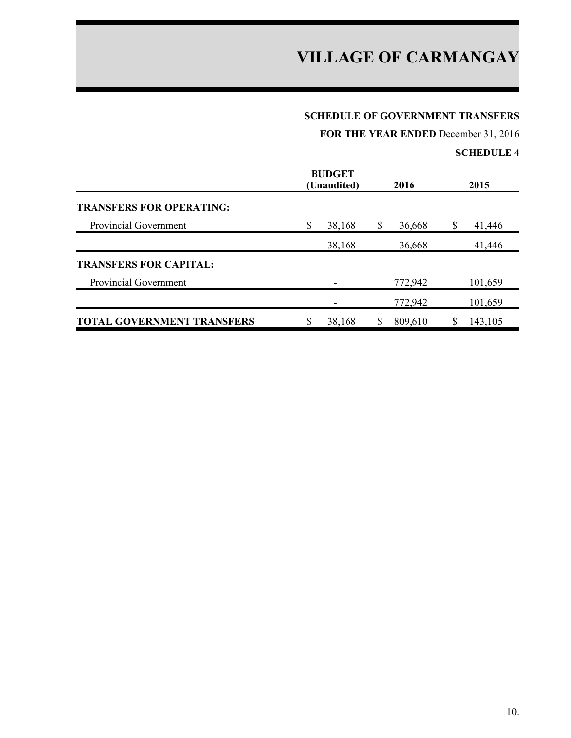# VILLAGE OF CARMANGAY

**SCHEDULE OF GOVERNMENT TRANSFERS**

**FOR THE YEAR ENDED** December 31, 2016

**SCHEDULE 4**

| | BUDGET (Unaudited) | 2016 | 2015 |
|---|---|---|---|
| **TRANSFERS FOR OPERATING:** | | | |
| Provincial Government | $ 38,168 | $ 36,668 | $ 41,446 |
| | 38,168 | 36,668 | 41,446 |
| **TRANSFERS FOR CAPITAL:** | | | |
| Provincial Government | - | 772,942 | 101,659 |
| | - | 772,942 | 101,659 |
| **TOTAL GOVERNMENT TRANSFERS** | $ 38,168 | $ 809,610 | $ 143,105 |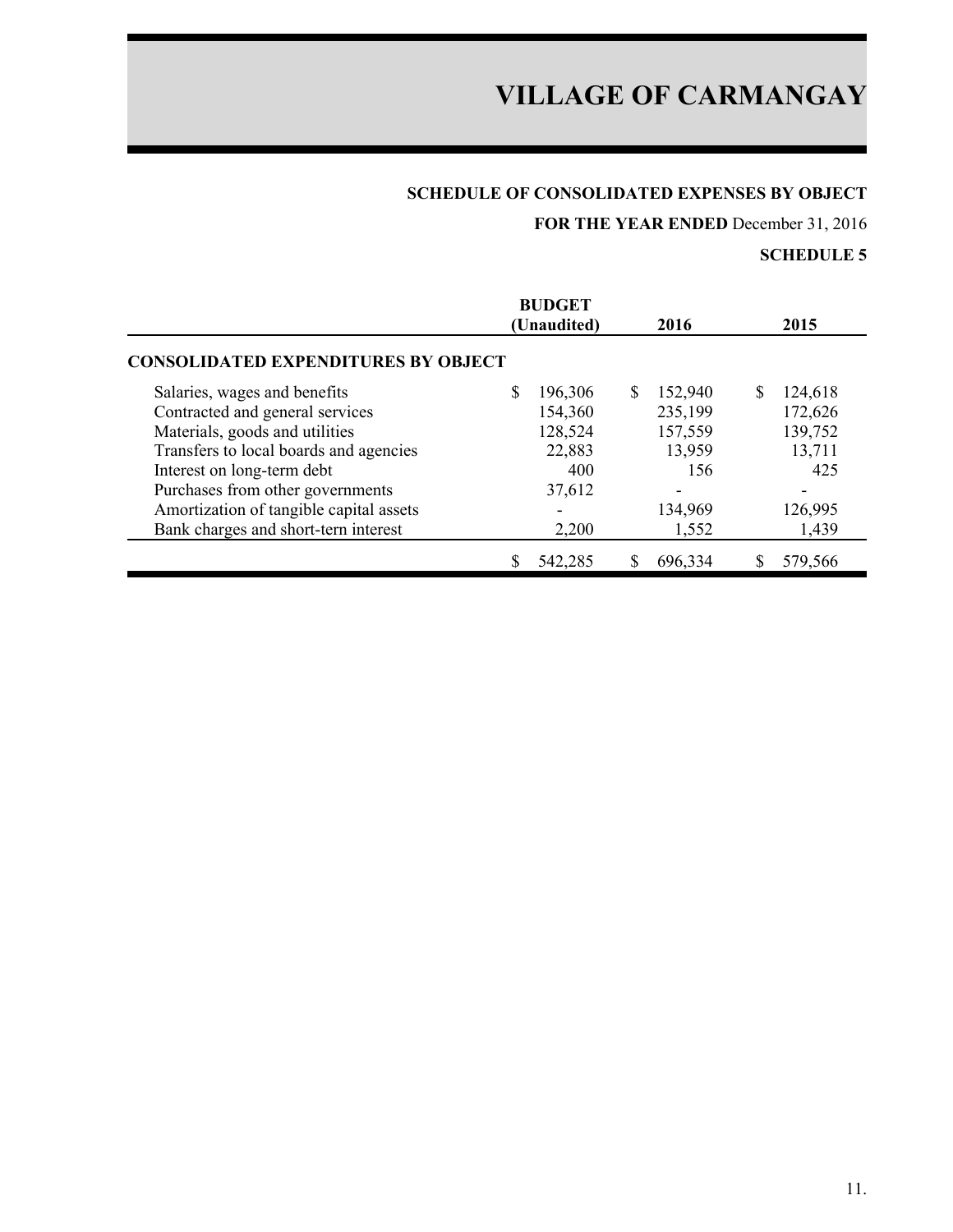# VILLAGE OF CARMANGAY

**SCHEDULE OF CONSOLIDATED EXPENSES BY OBJECT**

**FOR THE YEAR ENDED** December 31, 2016

**SCHEDULE 5**

| | BUDGET (Unaudited) | 2016 | 2015 |
|---|---|---|---|
| **CONSOLIDATED EXPENDITURES BY OBJECT** | | | |
| Salaries, wages and benefits | $ 196,306 | $ 152,940 | $ 124,618 |
| Contracted and general services | 154,360 | 235,199 | 172,626 |
| Materials, goods and utilities | 128,524 | 157,559 | 139,752 |
| Transfers to local boards and agencies | 22,883 | 13,959 | 13,711 |
| Interest on long-term debt | 400 | 156 | 425 |
| Purchases from other governments | 37,612 | - | - |
| Amortization of tangible capital assets | - | 134,969 | 126,995 |
| Bank charges and short-tern interest | 2,200 | 1,552 | 1,439 |
| | $ 542,285 | $ 696,334 | $ 579,566 |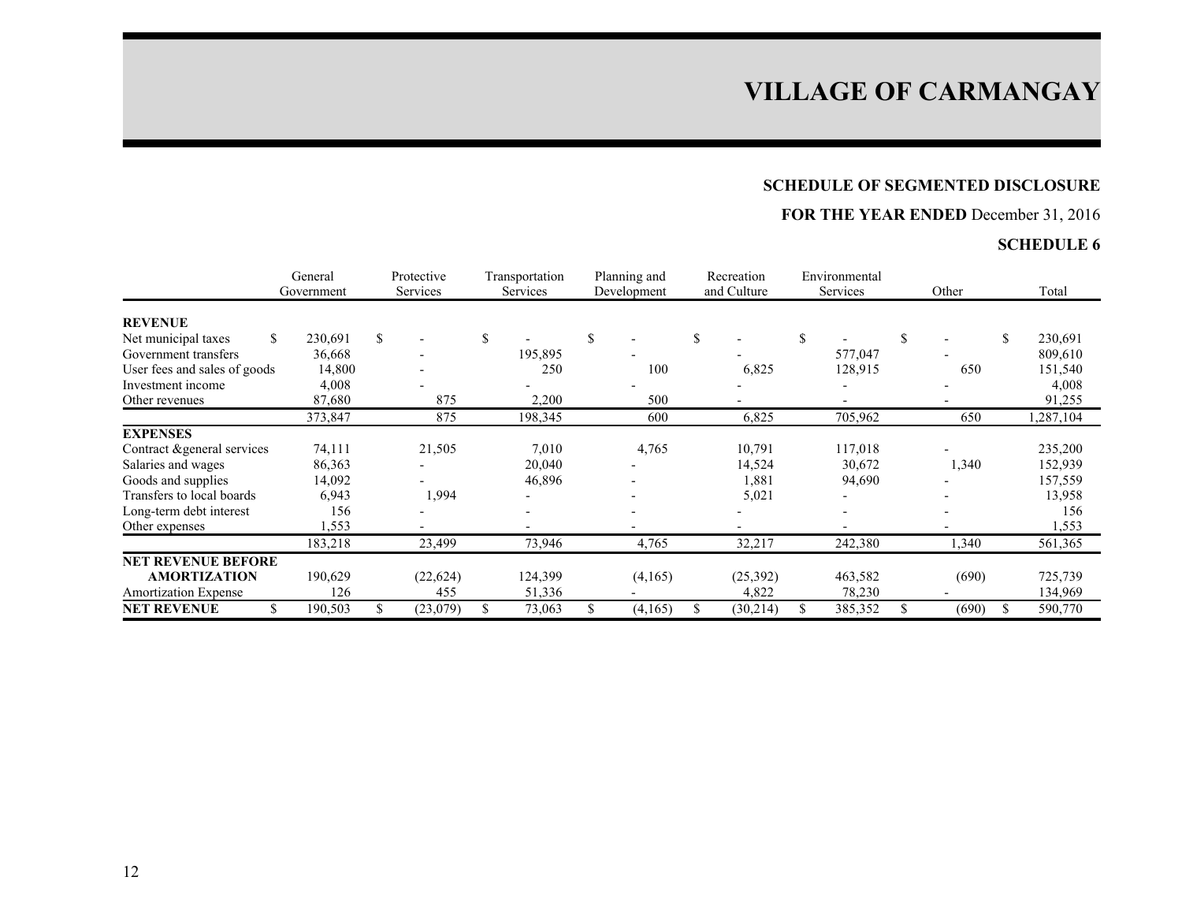# VILLAGE OF CARMANGAY

## SCHEDULE OF SEGMENTED DISCLOSURE

**FOR THE YEAR ENDED** December 31, 2016

**SCHEDULE 6**

| | General Government | Protective Services | Transportation Services | Planning and Development | Recreation and Culture | Environmental Services | Other | Total |
|---|---|---|---|---|---|---|---|---|
| **REVENUE** | | | | | | | | |
| Net municipal taxes | $ 230,691 | $ - | $ - | $ - | $ - | $ - | $ - | $ 230,691 |
| Government transfers | 36,668 | - | 195,895 | - | - | 577,047 | - | 809,610 |
| User fees and sales of goods | 14,800 | - | 250 | 100 | 6,825 | 128,915 | 650 | 151,540 |
| Investment income | 4,008 | - | - | - | - | - | - | 4,008 |
| Other revenues | 87,680 | 875 | 2,200 | 500 | - | - | - | 91,255 |
| | 373,847 | 875 | 198,345 | 600 | 6,825 | 705,962 | 650 | 1,287,104 |
| **EXPENSES** | | | | | | | | |
| Contract &general services | 74,111 | 21,505 | 7,010 | 4,765 | 10,791 | 117,018 | - | 235,200 |
| Salaries and wages | 86,363 | - | 20,040 | - | 14,524 | 30,672 | 1,340 | 152,939 |
| Goods and supplies | 14,092 | - | 46,896 | - | 1,881 | 94,690 | - | 157,559 |
| Transfers to local boards | 6,943 | 1,994 | - | - | 5,021 | - | - | 13,958 |
| Long-term debt interest | 156 | - | - | - | - | - | - | 156 |
| Other expenses | 1,553 | - | - | - | - | - | - | 1,553 |
| | 183,218 | 23,499 | 73,946 | 4,765 | 32,217 | 242,380 | 1,340 | 561,365 |
| **NET REVENUE BEFORE AMORTIZATION** | 190,629 | (22,624) | 124,399 | (4,165) | (25,392) | 463,582 | (690) | 725,739 |
| Amortization Expense | 126 | 455 | 51,336 | - | 4,822 | 78,230 | - | 134,969 |
| **NET REVENUE** | $ 190,503 | $ (23,079) | $ 73,063 | $ (4,165) | $ (30,214) | $ 385,352 | $ (690) | $ 590,770 |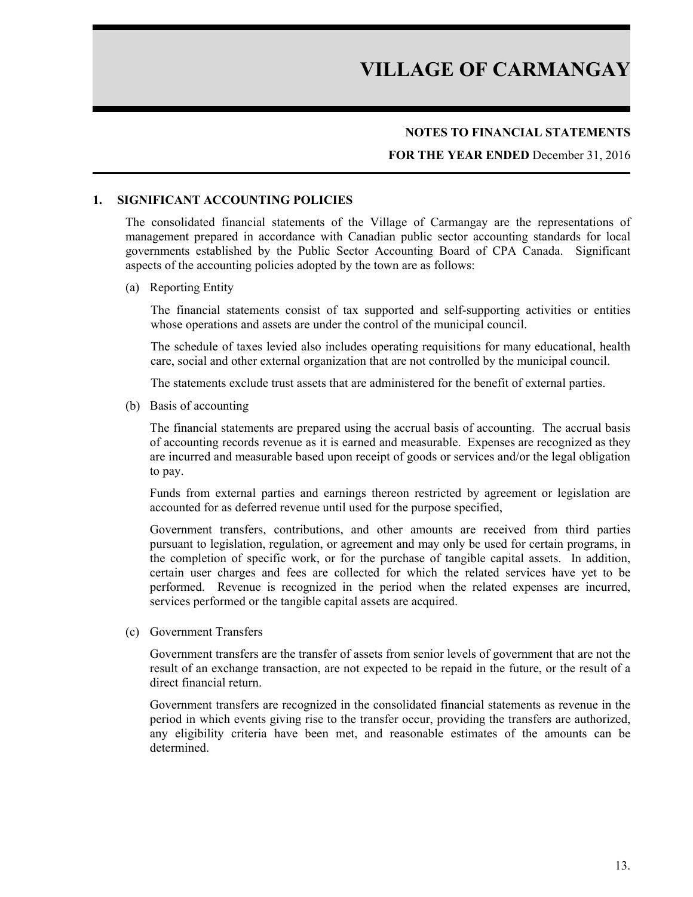# VILLAGE OF CARMANGAY

**NOTES TO FINANCIAL STATEMENTS**

**FOR THE YEAR ENDED** December 31, 2016

## 1. SIGNIFICANT ACCOUNTING POLICIES

The consolidated financial statements of the Village of Carmangay are the representations of management prepared in accordance with Canadian public sector accounting standards for local governments established by the Public Sector Accounting Board of CPA Canada. Significant aspects of the accounting policies adopted by the town are as follows:

(a) Reporting Entity

The financial statements consist of tax supported and self-supporting activities or entities whose operations and assets are under the control of the municipal council.

The schedule of taxes levied also includes operating requisitions for many educational, health care, social and other external organization that are not controlled by the municipal council.

The statements exclude trust assets that are administered for the benefit of external parties.

(b) Basis of accounting

The financial statements are prepared using the accrual basis of accounting. The accrual basis of accounting records revenue as it is earned and measurable. Expenses are recognized as they are incurred and measurable based upon receipt of goods or services and/or the legal obligation to pay.

Funds from external parties and earnings thereon restricted by agreement or legislation are accounted for as deferred revenue until used for the purpose specified,

Government transfers, contributions, and other amounts are received from third parties pursuant to legislation, regulation, or agreement and may only be used for certain programs, in the completion of specific work, or for the purchase of tangible capital assets. In addition, certain user charges and fees are collected for which the related services have yet to be performed. Revenue is recognized in the period when the related expenses are incurred, services performed or the tangible capital assets are acquired.

(c) Government Transfers

Government transfers are the transfer of assets from senior levels of government that are not the result of an exchange transaction, are not expected to be repaid in the future, or the result of a direct financial return.

Government transfers are recognized in the consolidated financial statements as revenue in the period in which events giving rise to the transfer occur, providing the transfers are authorized, any eligibility criteria have been met, and reasonable estimates of the amounts can be determined.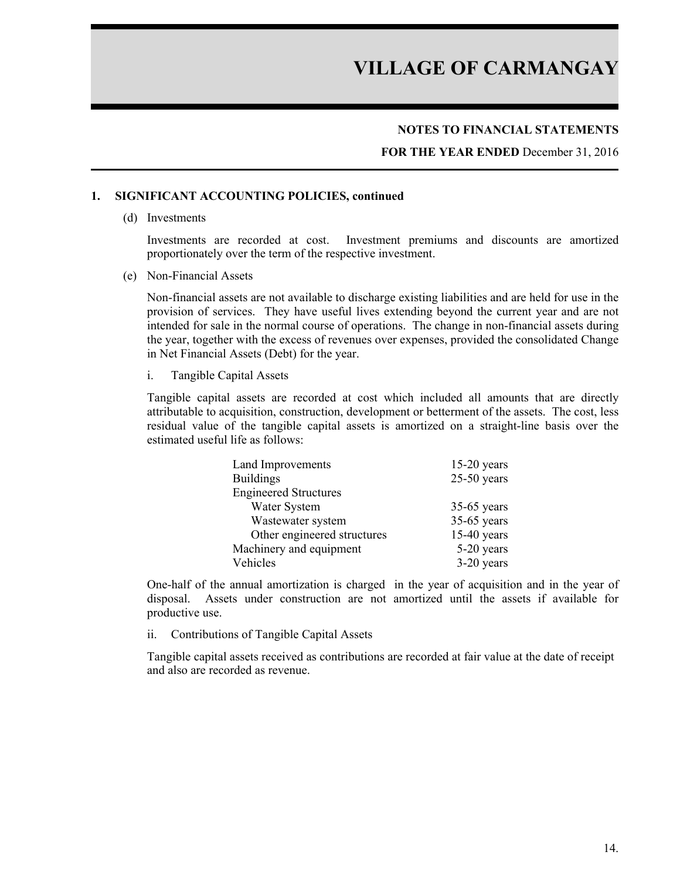# VILLAGE OF CARMANGAY

**NOTES TO FINANCIAL STATEMENTS**

**FOR THE YEAR ENDED** December 31, 2016

## 1. SIGNIFICANT ACCOUNTING POLICIES, continued

(d) Investments

Investments are recorded at cost. Investment premiums and discounts are amortized proportionately over the term of the respective investment.

(e) Non-Financial Assets

Non-financial assets are not available to discharge existing liabilities and are held for use in the provision of services. They have useful lives extending beyond the current year and are not intended for sale in the normal course of operations. The change in non-financial assets during the year, together with the excess of revenues over expenses, provided the consolidated Change in Net Financial Assets (Debt) for the year.

i. Tangible Capital Assets

Tangible capital assets are recorded at cost which included all amounts that are directly attributable to acquisition, construction, development or betterment of the assets. The cost, less residual value of the tangible capital assets is amortized on a straight-line basis over the estimated useful life as follows:

| | |
|---|---|
| Land Improvements | 15-20 years |
| Buildings | 25-50 years |
| Engineered Structures | |
| Water System | 35-65 years |
| Wastewater system | 35-65 years |
| Other engineered structures | 15-40 years |
| Machinery and equipment | 5-20 years |
| Vehicles | 3-20 years |

One-half of the annual amortization is charged in the year of acquisition and in the year of disposal. Assets under construction are not amortized until the assets if available for productive use.

ii. Contributions of Tangible Capital Assets

Tangible capital assets received as contributions are recorded at fair value at the date of receipt and also are recorded as revenue.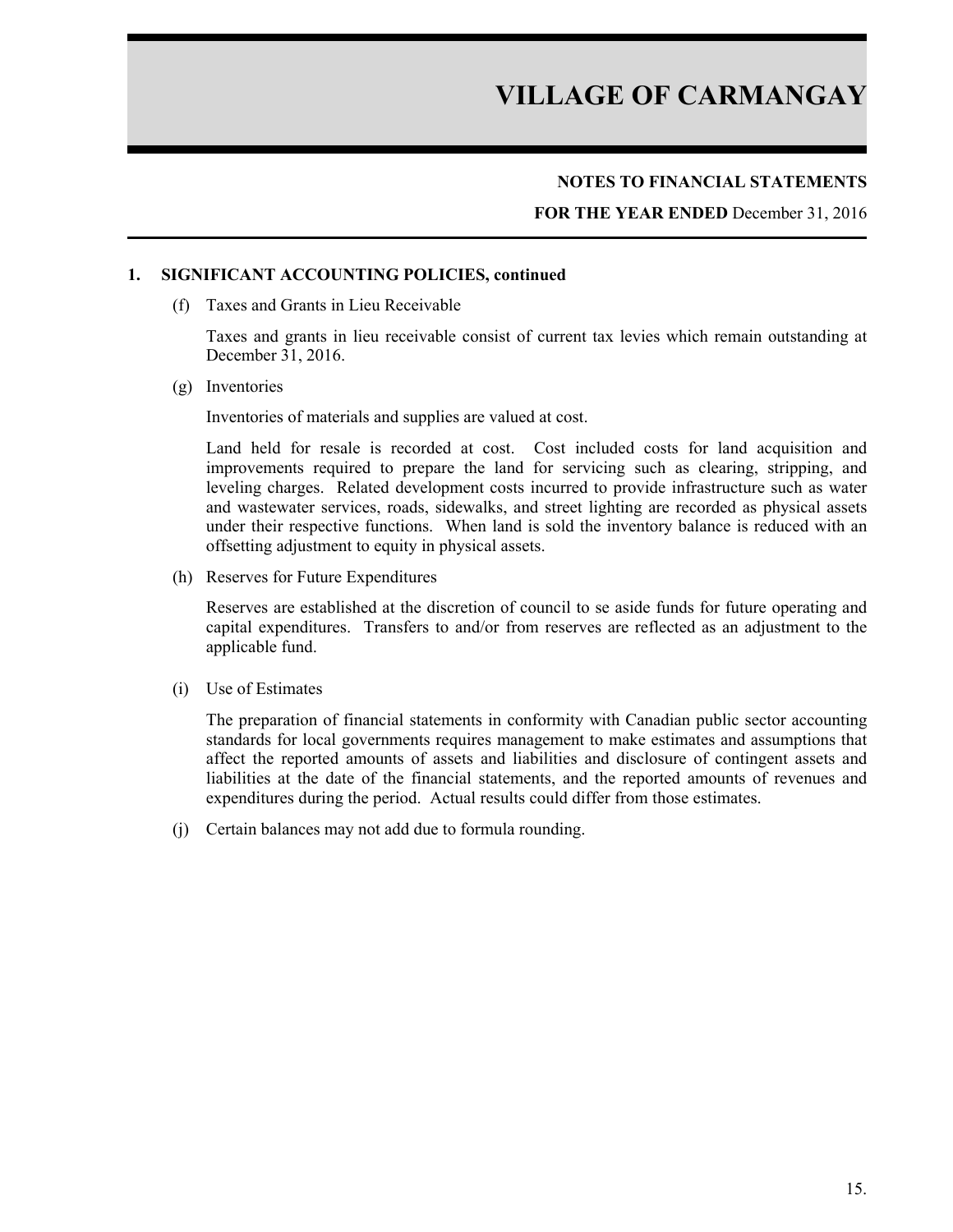# VILLAGE OF CARMANGAY

**NOTES TO FINANCIAL STATEMENTS**

**FOR THE YEAR ENDED** December 31, 2016

## 1. SIGNIFICANT ACCOUNTING POLICIES, continued

(f) Taxes and Grants in Lieu Receivable

Taxes and grants in lieu receivable consist of current tax levies which remain outstanding at December 31, 2016.

(g) Inventories

Inventories of materials and supplies are valued at cost.

Land held for resale is recorded at cost. Cost included costs for land acquisition and improvements required to prepare the land for servicing such as clearing, stripping, and leveling charges. Related development costs incurred to provide infrastructure such as water and wastewater services, roads, sidewalks, and street lighting are recorded as physical assets under their respective functions. When land is sold the inventory balance is reduced with an offsetting adjustment to equity in physical assets.

(h) Reserves for Future Expenditures

Reserves are established at the discretion of council to se aside funds for future operating and capital expenditures. Transfers to and/or from reserves are reflected as an adjustment to the applicable fund.

(i) Use of Estimates

The preparation of financial statements in conformity with Canadian public sector accounting standards for local governments requires management to make estimates and assumptions that affect the reported amounts of assets and liabilities and disclosure of contingent assets and liabilities at the date of the financial statements, and the reported amounts of revenues and expenditures during the period. Actual results could differ from those estimates.

(j) Certain balances may not add due to formula rounding.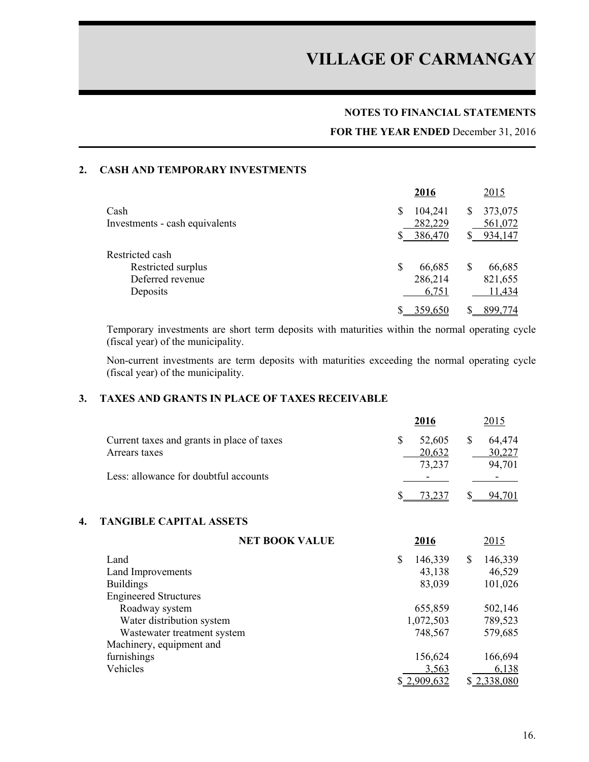# VILLAGE OF CARMANGAY

**NOTES TO FINANCIAL STATEMENTS**

**FOR THE YEAR ENDED** December 31, 2016

## 2. CASH AND TEMPORARY INVESTMENTS

| | **2016** | 2015 |
|---|---|---|
| Cash | $ 104,241 | $ 373,075 |
| Investments - cash equivalents | 282,229 | 561,072 |
| | $ 386,470 | $ 934,147 |
| Restricted cash | | |
| Restricted surplus | $ 66,685 | $ 66,685 |
| Deferred revenue | 286,214 | 821,655 |
| Deposits | 6,751 | 11,434 |
| | $ 359,650 | $ 899,774 |

Temporary investments are short term deposits with maturities within the normal operating cycle (fiscal year) of the municipality.

Non-current investments are term deposits with maturities exceeding the normal operating cycle (fiscal year) of the municipality.

## 3. TAXES AND GRANTS IN PLACE OF TAXES RECEIVABLE

| | **2016** | 2015 |
|---|---|---|
| Current taxes and grants in place of taxes | $ 52,605 | $ 64,474 |
| Arrears taxes | 20,632 | 30,227 |
| | 73,237 | 94,701 |
| Less: allowance for doubtful accounts | - | - |
| | $ 73,237 | $ 94,701 |

## 4. TANGIBLE CAPITAL ASSETS

| **NET BOOK VALUE** | **2016** | 2015 |
|---|---|---|
| Land | $ 146,339 | $ 146,339 |
| Land Improvements | 43,138 | 46,529 |
| Buildings | 83,039 | 101,026 |
| Engineered Structures | | |
| Roadway system | 655,859 | 502,146 |
| Water distribution system | 1,072,503 | 789,523 |
| Wastewater treatment system | 748,567 | 579,685 |
| Machinery, equipment and furnishings | 156,624 | 166,694 |
| Vehicles | 3,563 | 6,138 |
| | $ 2,909,632 | $ 2,338,080 |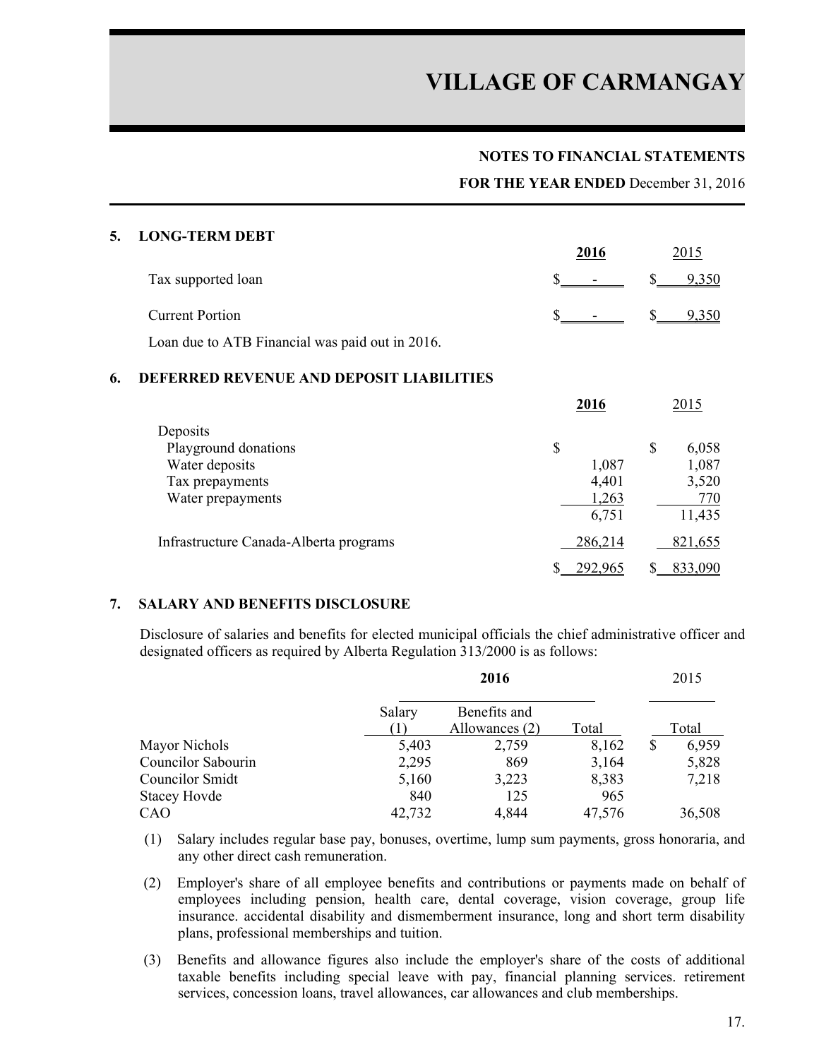# VILLAGE OF CARMANGAY

**NOTES TO FINANCIAL STATEMENTS**

**FOR THE YEAR ENDED** December 31, 2016

## 5. LONG-TERM DEBT

| | **2016** | 2015 |
|---|---|---|
| Tax supported loan | $ - | $ 9,350 |
| Current Portion | $ - | $ 9,350 |

Loan due to ATB Financial was paid out in 2016.

## 6. DEFERRED REVENUE AND DEPOSIT LIABILITIES

| | **2016** | 2015 |
|---|---|---|
| Deposits | | |
| Playground donations | $ | $ 6,058 |
| Water deposits | 1,087 | 1,087 |
| Tax prepayments | 4,401 | 3,520 |
| Water prepayments | 1,263 | 770 |
| | 6,751 | 11,435 |
| Infrastructure Canada-Alberta programs | 286,214 | 821,655 |
| | $ 292,965 | $ 833,090 |

## 7. SALARY AND BENEFITS DISCLOSURE

Disclosure of salaries and benefits for elected municipal officials the chief administrative officer and designated officers as required by Alberta Regulation 313/2000 is as follows:

| | **2016** | | | 2015 |
|---|---|---|---|---|
| | Salary (1) | Benefits and Allowances (2) | Total | Total |
| Mayor Nichols | 5,403 | 2,759 | 8,162 | $ 6,959 |
| Councilor Sabourin | 2,295 | 869 | 3,164 | 5,828 |
| Councilor Smidt | 5,160 | 3,223 | 8,383 | 7,218 |
| Stacey Hovde | 840 | 125 | 965 | |
| CAO | 42,732 | 4,844 | 47,576 | 36,508 |

(1) Salary includes regular base pay, bonuses, overtime, lump sum payments, gross honoraria, and any other direct cash remuneration.

(2) Employer's share of all employee benefits and contributions or payments made on behalf of employees including pension, health care, dental coverage, vision coverage, group life insurance. accidental disability and dismemberment insurance, long and short term disability plans, professional memberships and tuition.

(3) Benefits and allowance figures also include the employer's share of the costs of additional taxable benefits including special leave with pay, financial planning services. retirement services, concession loans, travel allowances, car allowances and club memberships.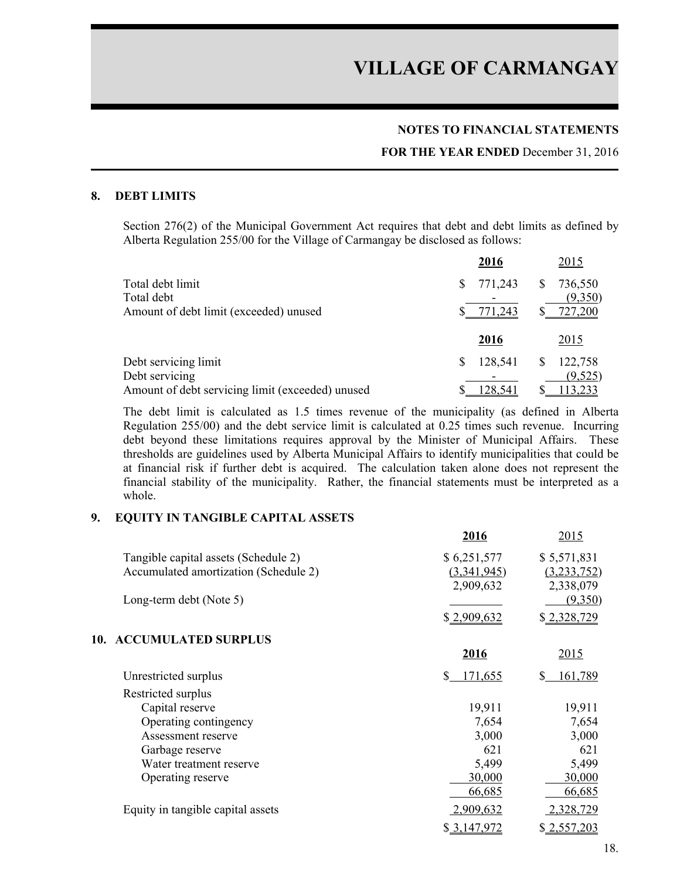# VILLAGE OF CARMANGAY

**NOTES TO FINANCIAL STATEMENTS**

**FOR THE YEAR ENDED** December 31, 2016

## 8. DEBT LIMITS

Section 276(2) of the Municipal Government Act requires that debt and debt limits as defined by Alberta Regulation 255/00 for the Village of Carmangay be disclosed as follows:

| | **2016** | 2015 |
|---|---|---|
| Total debt limit | $ 771,243 | $ 736,550 |
| Total debt | - | (9,350) |
| Amount of debt limit (exceeded) unused | $ 771,243 | $ 727,200 |

| | **2016** | 2015 |
|---|---|---|
| Debt servicing limit | $ 128,541 | $ 122,758 |
| Debt servicing | - | (9,525) |
| Amount of debt servicing limit (exceeded) unused | $ 128,541 | $ 113,233 |

The debt limit is calculated as 1.5 times revenue of the municipality (as defined in Alberta Regulation 255/00) and the debt service limit is calculated at 0.25 times such revenue. Incurring debt beyond these limitations requires approval by the Minister of Municipal Affairs. These thresholds are guidelines used by Alberta Municipal Affairs to identify municipalities that could be at financial risk if further debt is acquired. The calculation taken alone does not represent the financial stability of the municipality. Rather, the financial statements must be interpreted as a whole.

## 9. EQUITY IN TANGIBLE CAPITAL ASSETS

| | **2016** | 2015 |
|---|---|---|
| Tangible capital assets (Schedule 2) | $ 6,251,577 | $ 5,571,831 |
| Accumulated amortization (Schedule 2) | (3,341,945) | (3,233,752) |
| | 2,909,632 | 2,338,079 |
| Long-term debt (Note 5) | | (9,350) |
| | $ 2,909,632 | $ 2,328,729 |

## 10. ACCUMULATED SURPLUS

| | **2016** | 2015 |
|---|---|---|
| Unrestricted surplus | $ 171,655 | $ 161,789 |
| Restricted surplus | | |
| Capital reserve | 19,911 | 19,911 |
| Operating contingency | 7,654 | 7,654 |
| Assessment reserve | 3,000 | 3,000 |
| Garbage reserve | 621 | 621 |
| Water treatment reserve | 5,499 | 5,499 |
| Operating reserve | 30,000 | 30,000 |
| | 66,685 | 66,685 |
| Equity in tangible capital assets | 2,909,632 | 2,328,729 |
| | $ 3,147,972 | $ 2,557,203 |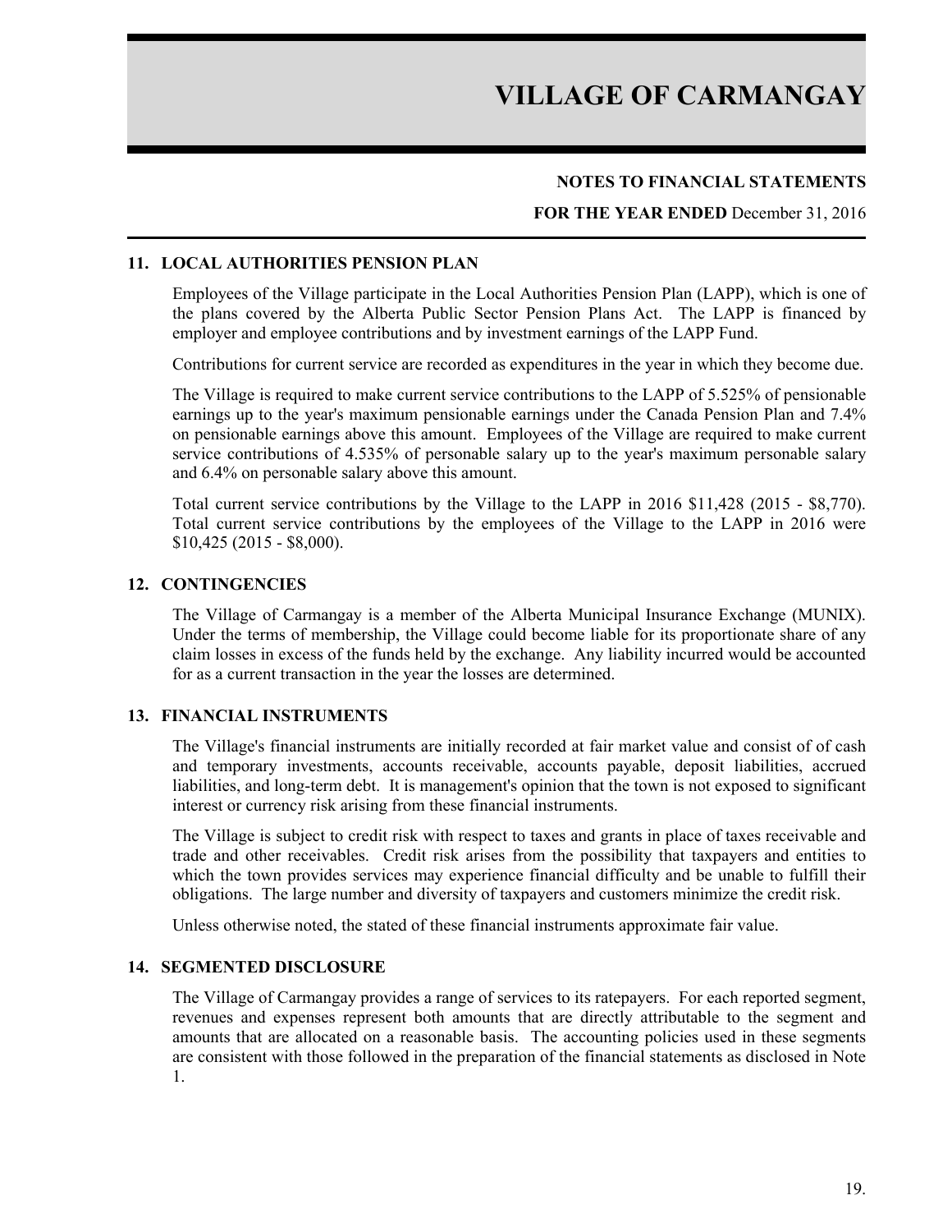# VILLAGE OF CARMANGAY

**NOTES TO FINANCIAL STATEMENTS**

**FOR THE YEAR ENDED** December 31, 2016

## 11. LOCAL AUTHORITIES PENSION PLAN

Employees of the Village participate in the Local Authorities Pension Plan (LAPP), which is one of the plans covered by the Alberta Public Sector Pension Plans Act. The LAPP is financed by employer and employee contributions and by investment earnings of the LAPP Fund.

Contributions for current service are recorded as expenditures in the year in which they become due.

The Village is required to make current service contributions to the LAPP of 5.525% of pensionable earnings up to the year's maximum pensionable earnings under the Canada Pension Plan and 7.4% on pensionable earnings above this amount. Employees of the Village are required to make current service contributions of 4.535% of personable salary up to the year's maximum personable salary and 6.4% on personable salary above this amount.

Total current service contributions by the Village to the LAPP in 2016 $11,428 (2015 - $8,770). Total current service contributions by the employees of the Village to the LAPP in 2016 were $10,425 (2015 - $8,000).

## 12. CONTINGENCIES

The Village of Carmangay is a member of the Alberta Municipal Insurance Exchange (MUNIX). Under the terms of membership, the Village could become liable for its proportionate share of any claim losses in excess of the funds held by the exchange. Any liability incurred would be accounted for as a current transaction in the year the losses are determined.

## 13. FINANCIAL INSTRUMENTS

The Village's financial instruments are initially recorded at fair market value and consist of of cash and temporary investments, accounts receivable, accounts payable, deposit liabilities, accrued liabilities, and long-term debt. It is management's opinion that the town is not exposed to significant interest or currency risk arising from these financial instruments.

The Village is subject to credit risk with respect to taxes and grants in place of taxes receivable and trade and other receivables. Credit risk arises from the possibility that taxpayers and entities to which the town provides services may experience financial difficulty and be unable to fulfill their obligations. The large number and diversity of taxpayers and customers minimize the credit risk.

Unless otherwise noted, the stated of these financial instruments approximate fair value.

## 14. SEGMENTED DISCLOSURE

The Village of Carmangay provides a range of services to its ratepayers. For each reported segment, revenues and expenses represent both amounts that are directly attributable to the segment and amounts that are allocated on a reasonable basis. The accounting policies used in these segments are consistent with those followed in the preparation of the financial statements as disclosed in Note 1.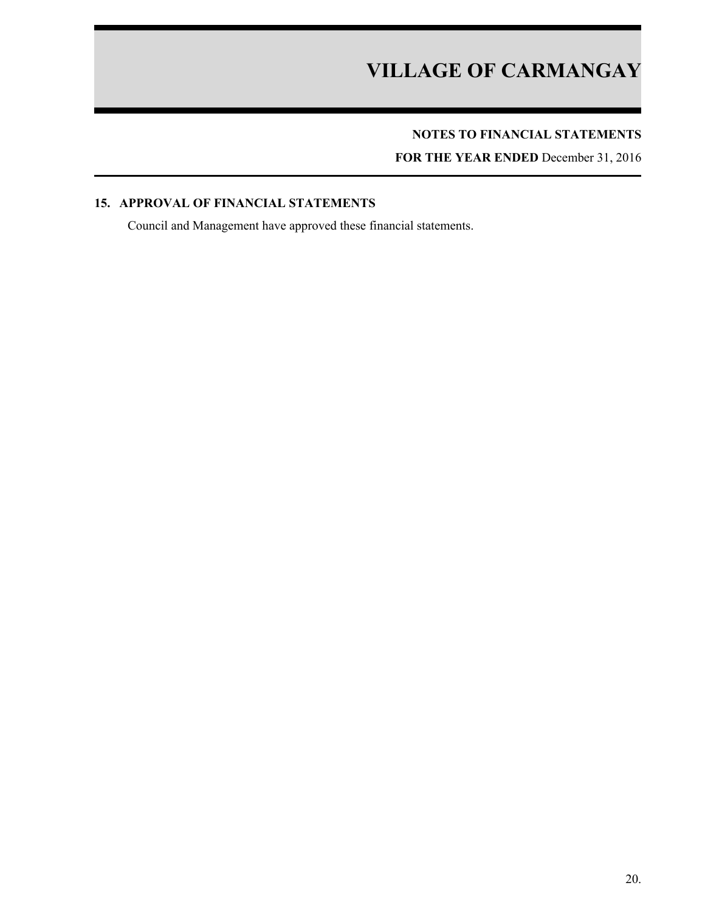## 15. APPROVAL OF FINANCIAL STATEMENTS

Council and Management have approved these financial statements.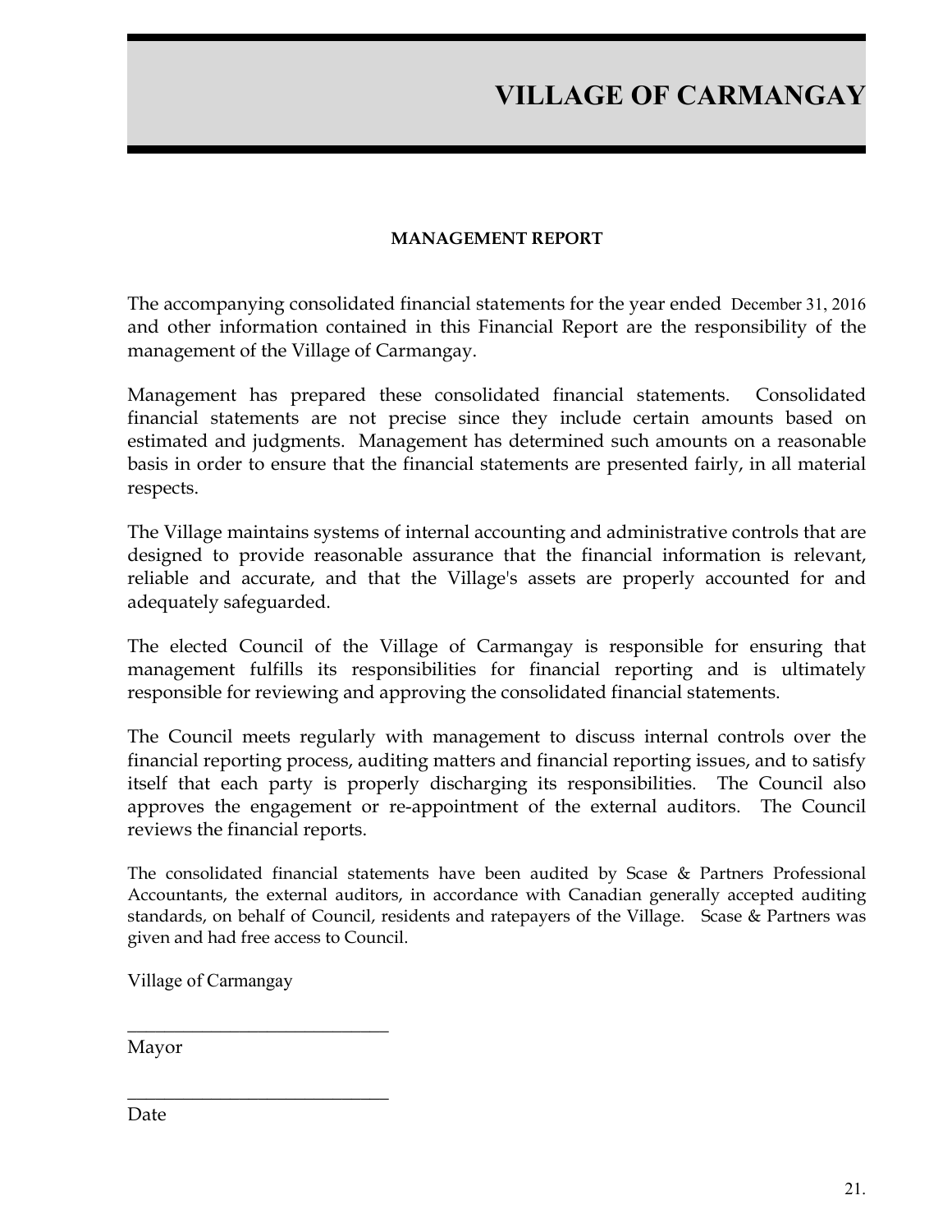# VILLAGE OF CARMANGAY

## MANAGEMENT REPORT

The accompanying consolidated financial statements for the year ended December 31, 2016 and other information contained in this Financial Report are the responsibility of the management of the Village of Carmangay.

Management has prepared these consolidated financial statements. Consolidated financial statements are not precise since they include certain amounts based on estimated and judgments. Management has determined such amounts on a reasonable basis in order to ensure that the financial statements are presented fairly, in all material respects.

The Village maintains systems of internal accounting and administrative controls that are designed to provide reasonable assurance that the financial information is relevant, reliable and accurate, and that the Village's assets are properly accounted for and adequately safeguarded.

The elected Council of the Village of Carmangay is responsible for ensuring that management fulfills its responsibilities for financial reporting and is ultimately responsible for reviewing and approving the consolidated financial statements.

The Council meets regularly with management to discuss internal controls over the financial reporting process, auditing matters and financial reporting issues, and to satisfy itself that each party is properly discharging its responsibilities. The Council also approves the engagement or re-appointment of the external auditors. The Council reviews the financial reports.

The consolidated financial statements have been audited by Scase & Partners Professional Accountants, the external auditors, in accordance with Canadian generally accepted auditing standards, on behalf of Council, residents and ratepayers of the Village. Scase & Partners was given and had free access to Council.

Village of Carmangay

____________________________

Mayor

____________________________

Date